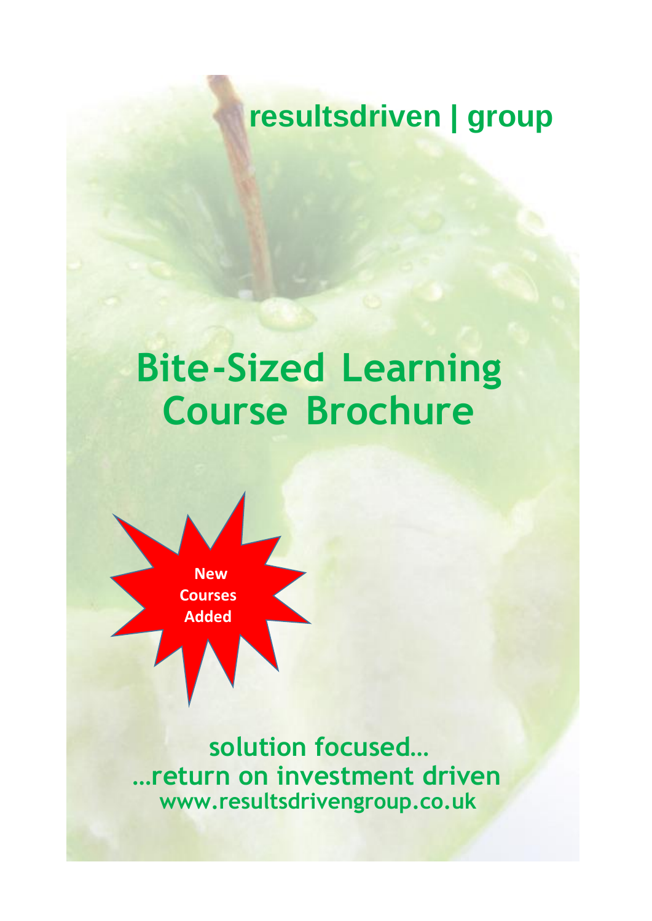resultsdriven | group

# Bite-Sized Learning Course Brochure

**New Courses Added**

**solution focused…**
**…return on investment driven**
**www.resultsdrivengroup.co.uk**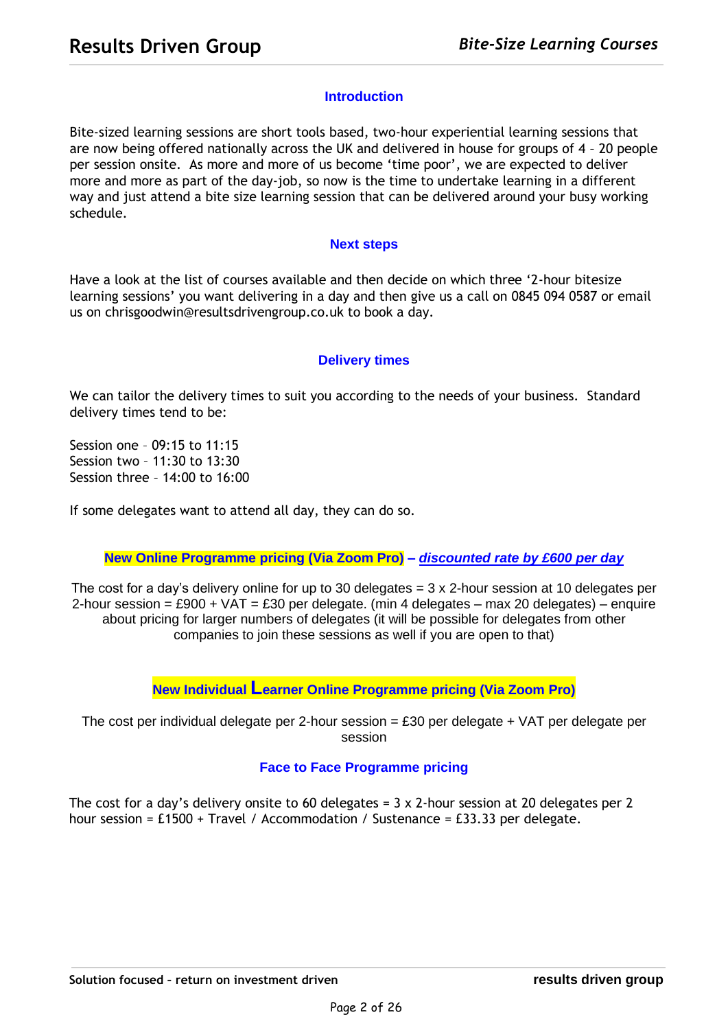## Introduction

Bite-sized learning sessions are short tools based, two-hour experiential learning sessions that are now being offered nationally across the UK and delivered in house for groups of 4 – 20 people per session onsite. As more and more of us become 'time poor', we are expected to deliver more and more as part of the day-job, so now is the time to undertake learning in a different way and just attend a bite size learning session that can be delivered around your busy working schedule.

## Next steps

Have a look at the list of courses available and then decide on which three '2-hour bitesize learning sessions' you want delivering in a day and then give us a call on 0845 094 0587 or email us on chrisgoodwin@resultsdrivengroup.co.uk to book a day.

## Delivery times

We can tailor the delivery times to suit you according to the needs of your business. Standard delivery times tend to be:

Session one – 09:15 to 11:15
Session two – 11:30 to 13:30
Session three – 14:00 to 16:00

If some delegates want to attend all day, they can do so.

## New Online Programme pricing (Via Zoom Pro) – ***discounted rate by £600 per day***

The cost for a day's delivery online for up to 30 delegates = 3 x 2-hour session at 10 delegates per 2-hour session = £900 + VAT = £30 per delegate. (min 4 delegates – max 20 delegates) – enquire about pricing for larger numbers of delegates (it will be possible for delegates from other companies to join these sessions as well if you are open to that)

## New Individual Learner Online Programme pricing (Via Zoom Pro)

The cost per individual delegate per 2-hour session = £30 per delegate + VAT per delegate per session

## Face to Face Programme pricing

The cost for a day's delivery onsite to 60 delegates = 3 x 2-hour session at 20 delegates per 2 hour session = £1500 + Travel / Accommodation / Sustenance = £33.33 per delegate.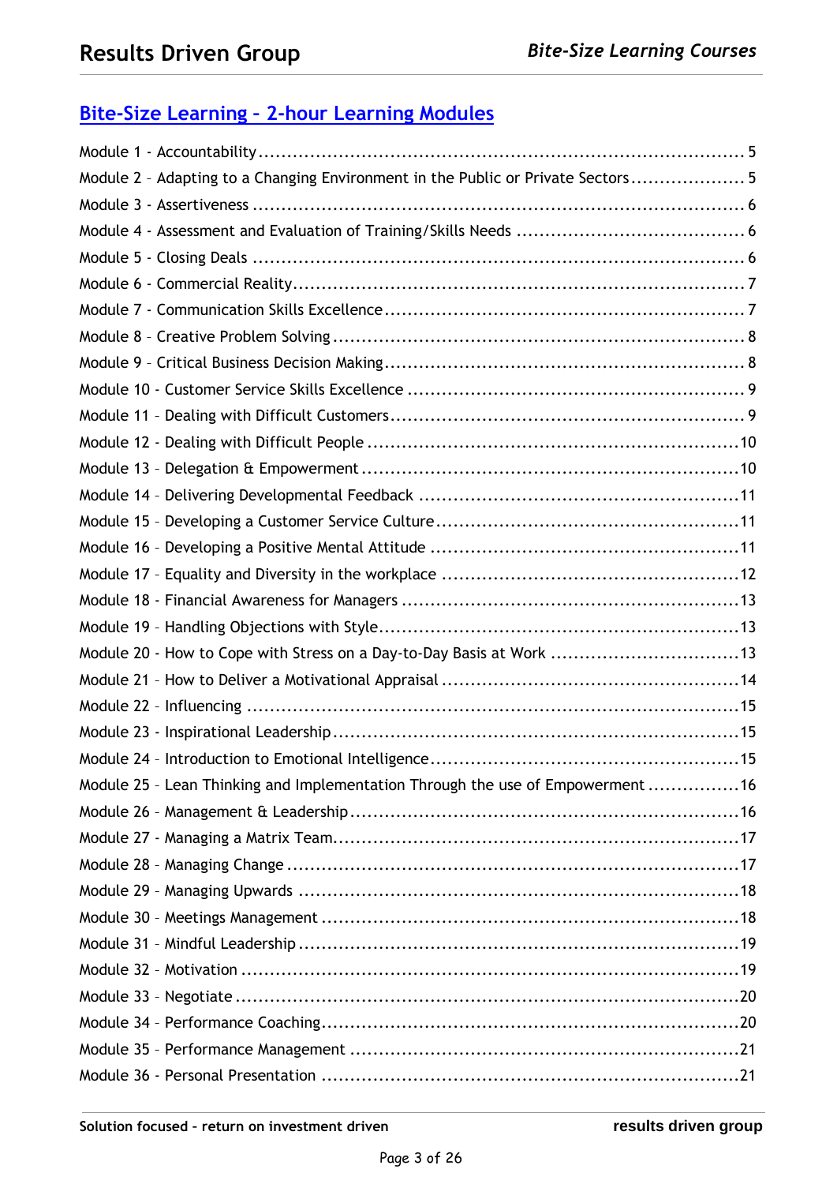## Bite-Size Learning – 2-hour Learning Modules

Module 1 - Accountability .................................................................................... 5
Module 2 – Adapting to a Changing Environment in the Public or Private Sectors .................... 5
Module 3 - Assertiveness ..................................................................................... 6
Module 4 - Assessment and Evaluation of Training/Skills Needs ........................................ 6
Module 5 - Closing Deals ..................................................................................... 6
Module 6 - Commercial Reality .............................................................................. 7
Module 7 - Communication Skills Excellence ............................................................... 7
Module 8 – Creative Problem Solving ....................................................................... 8
Module 9 – Critical Business Decision Making ............................................................... 8
Module 10 - Customer Service Skills Excellence .......................................................... 9
Module 11 – Dealing with Difficult Customers .............................................................. 9
Module 12 - Dealing with Difficult People ................................................................ 10
Module 13 – Delegation & Empowerment ................................................................. 10
Module 14 – Delivering Developmental Feedback ........................................................ 11
Module 15 – Developing a Customer Service Culture ..................................................... 11
Module 16 – Developing a Positive Mental Attitude ...................................................... 11
Module 17 – Equality and Diversity in the workplace .................................................... 12
Module 18 - Financial Awareness for Managers ........................................................... 13
Module 19 – Handling Objections with Style ............................................................... 13
Module 20 - How to Cope with Stress on a Day-to-Day Basis at Work ................................. 13
Module 21 – How to Deliver a Motivational Appraisal .................................................... 14
Module 22 – Influencing ..................................................................................... 15
Module 23 – Inspirational Leadership ...................................................................... 15
Module 24 – Introduction to Emotional Intelligence ...................................................... 15
Module 25 – Lean Thinking and Implementation Through the use of Empowerment ................ 16
Module 26 – Management & Leadership .................................................................... 16
Module 27 - Managing a Matrix Team ...................................................................... 17
Module 28 – Managing Change ............................................................................. 17
Module 29 – Managing Upwards ............................................................................ 18
Module 30 – Meetings Management ........................................................................ 18
Module 31 – Mindful Leadership ............................................................................ 19
Module 32 – Motivation ...................................................................................... 19
Module 33 – Negotiate ....................................................................................... 20
Module 34 – Performance Coaching ........................................................................ 20
Module 35 – Performance Management ................................................................... 21
Module 36 - Personal Presentation ........................................................................ 21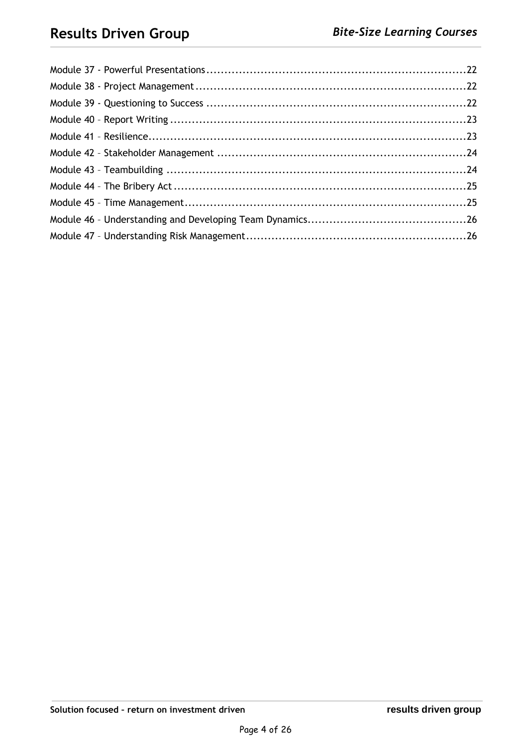Module 37 - Powerful Presentations........................................................................22
Module 38 - Project Management...........................................................................22
Module 39 - Questioning to Success ........................................................................22
Module 40 – Report Writing ..................................................................................23
Module 41 – Resilience.........................................................................................23
Module 42 – Stakeholder Management ....................................................................24
Module 43 – Teambuilding ...................................................................................24
Module 44 – The Bribery Act .................................................................................25
Module 45 – Time Management..............................................................................25
Module 46 – Understanding and Developing Team Dynamics............................................26
Module 47 – Understanding Risk Management..............................................................26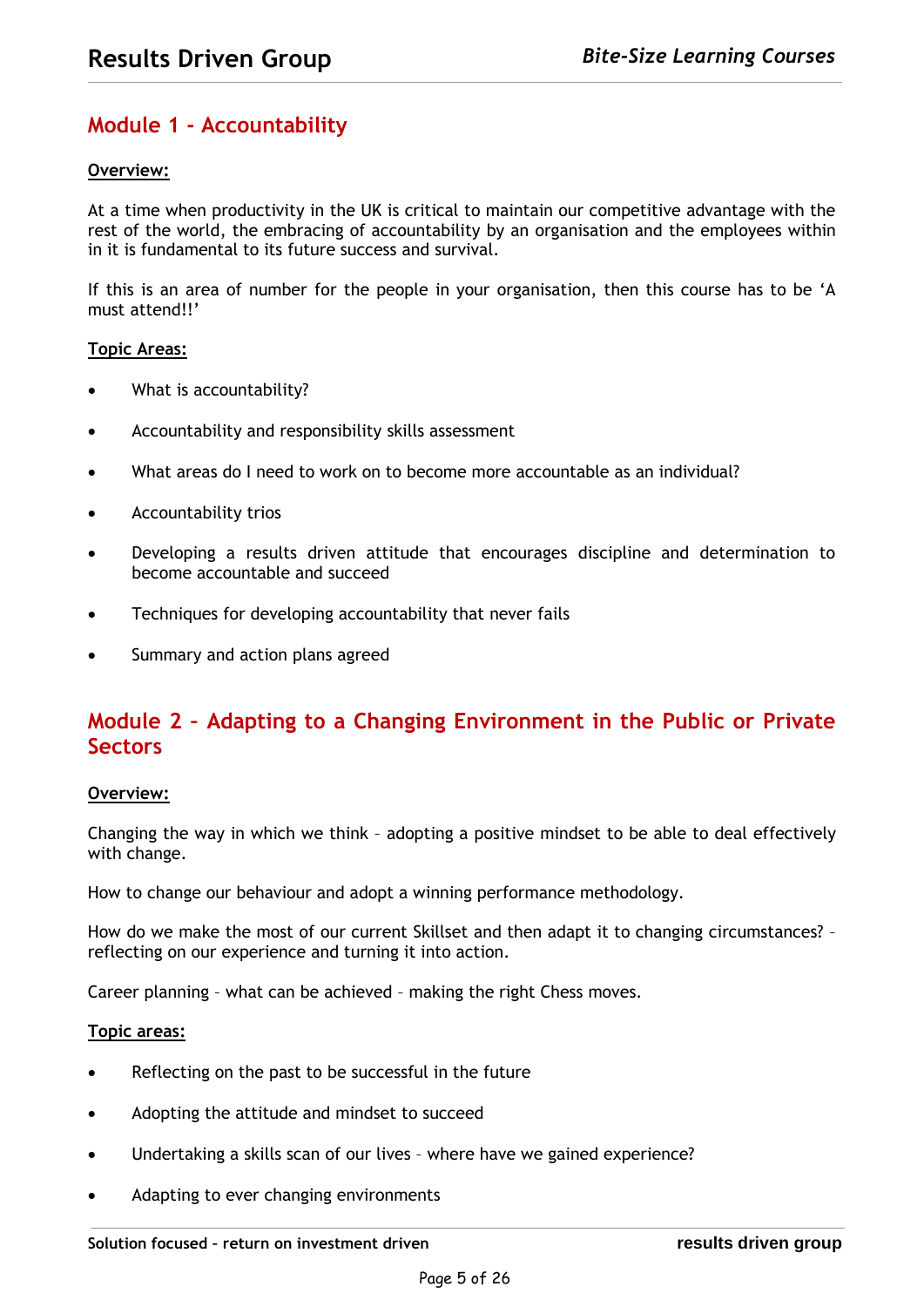## Module 1 - Accountability

**Overview:**

At a time when productivity in the UK is critical to maintain our competitive advantage with the rest of the world, the embracing of accountability by an organisation and the employees within in it is fundamental to its future success and survival.

If this is an area of number for the people in your organisation, then this course has to be 'A must attend!!'

**Topic Areas:**

- What is accountability?
- Accountability and responsibility skills assessment
- What areas do I need to work on to become more accountable as an individual?
- Accountability trios
- Developing a results driven attitude that encourages discipline and determination to become accountable and succeed
- Techniques for developing accountability that never fails
- Summary and action plans agreed

## Module 2 – Adapting to a Changing Environment in the Public or Private Sectors

**Overview:**

Changing the way in which we think – adopting a positive mindset to be able to deal effectively with change.

How to change our behaviour and adopt a winning performance methodology.

How do we make the most of our current Skillset and then adapt it to changing circumstances? – reflecting on our experience and turning it into action.

Career planning – what can be achieved – making the right Chess moves.

**Topic areas:**

- Reflecting on the past to be successful in the future
- Adopting the attitude and mindset to succeed
- Undertaking a skills scan of our lives – where have we gained experience?
- Adapting to ever changing environments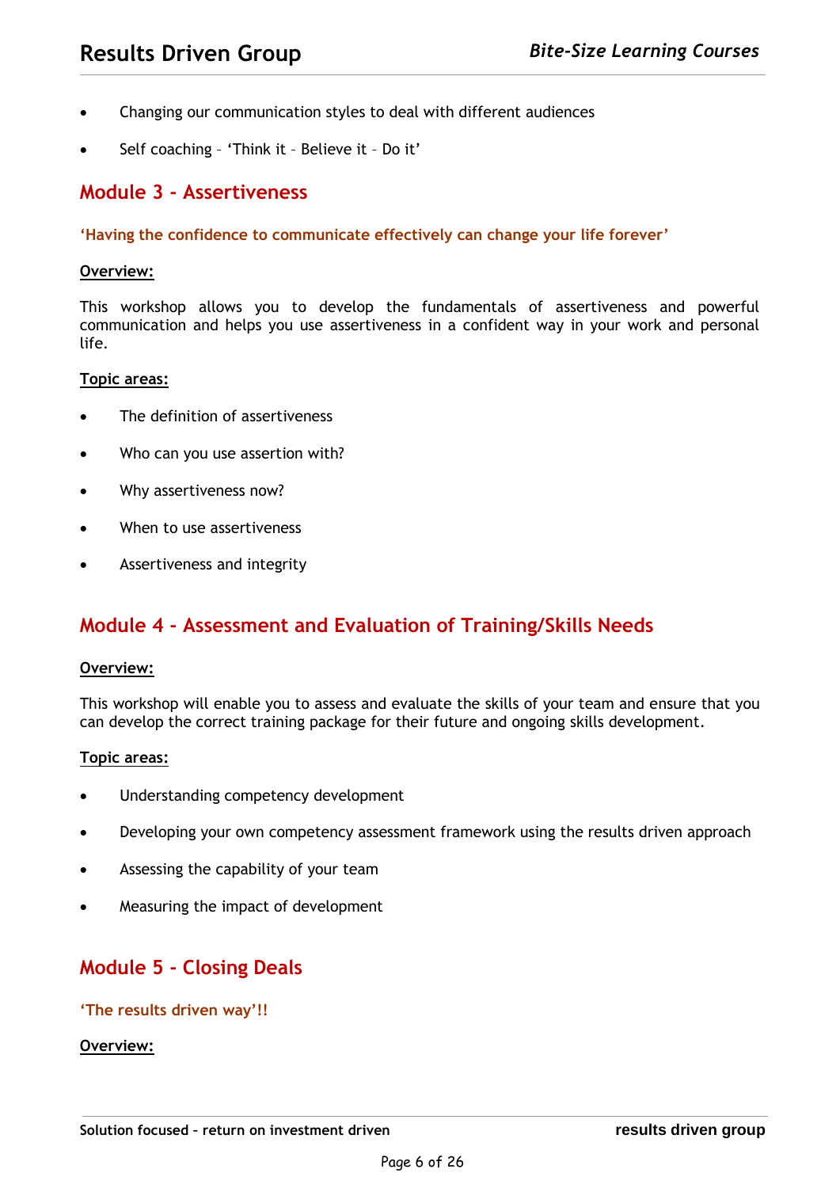- Changing our communication styles to deal with different audiences
- Self coaching – 'Think it – Believe it – Do it'

## Module 3 - Assertiveness

**'Having the confidence to communicate effectively can change your life forever'**

**Overview:**

This workshop allows you to develop the fundamentals of assertiveness and powerful communication and helps you use assertiveness in a confident way in your work and personal life.

**Topic areas:**

- The definition of assertiveness
- Who can you use assertion with?
- Why assertiveness now?
- When to use assertiveness
- Assertiveness and integrity

## Module 4 - Assessment and Evaluation of Training/Skills Needs

**Overview:**

This workshop will enable you to assess and evaluate the skills of your team and ensure that you can develop the correct training package for their future and ongoing skills development.

**Topic areas:**

- Understanding competency development
- Developing your own competency assessment framework using the results driven approach
- Assessing the capability of your team
- Measuring the impact of development

## Module 5 - Closing Deals

**'The results driven way'!!**

**Overview:**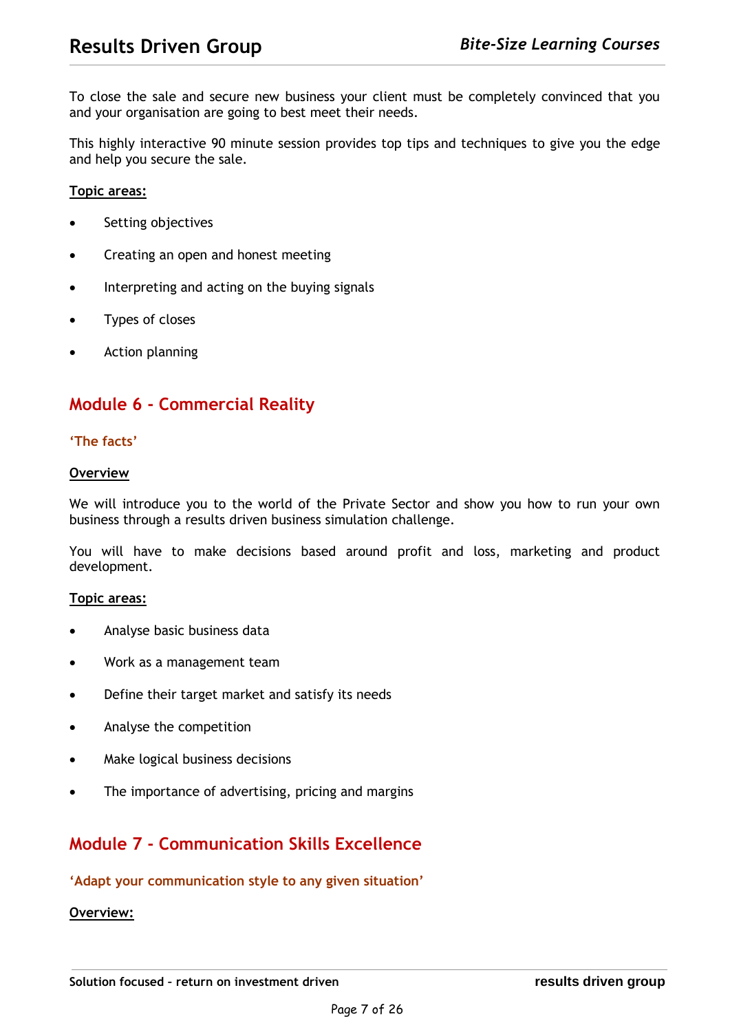To close the sale and secure new business your client must be completely convinced that you and your organisation are going to best meet their needs.

This highly interactive 90 minute session provides top tips and techniques to give you the edge and help you secure the sale.

**Topic areas:**

- Setting objectives
- Creating an open and honest meeting
- Interpreting and acting on the buying signals
- Types of closes
- Action planning

## Module 6 - Commercial Reality

**'The facts'**

**Overview**

We will introduce you to the world of the Private Sector and show you how to run your own business through a results driven business simulation challenge.

You will have to make decisions based around profit and loss, marketing and product development.

**Topic areas:**

- Analyse basic business data
- Work as a management team
- Define their target market and satisfy its needs
- Analyse the competition
- Make logical business decisions
- The importance of advertising, pricing and margins

## Module 7 - Communication Skills Excellence

**'Adapt your communication style to any given situation'**

**Overview:**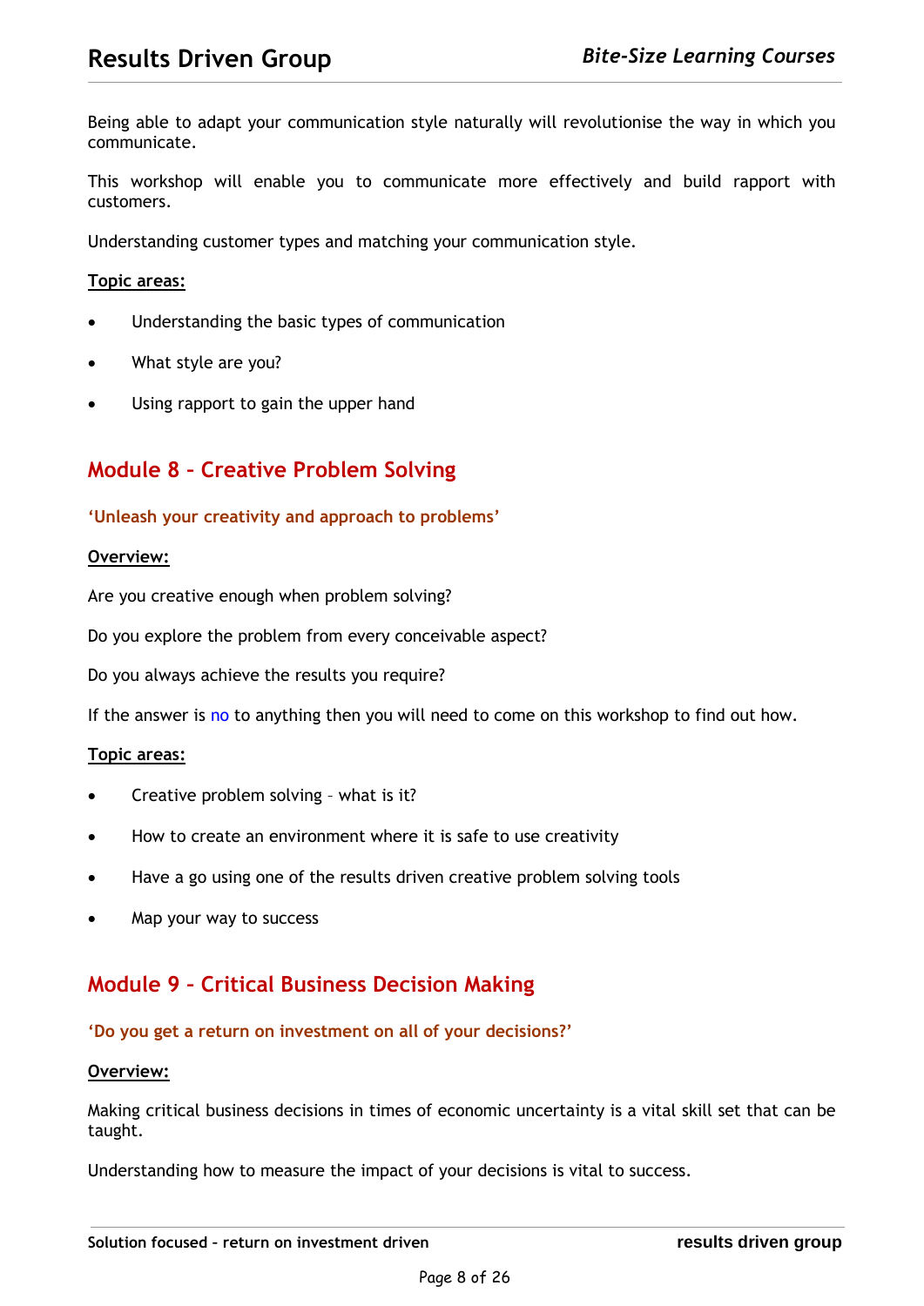Being able to adapt your communication style naturally will revolutionise the way in which you communicate.

This workshop will enable you to communicate more effectively and build rapport with customers.

Understanding customer types and matching your communication style.

**Topic areas:**

- Understanding the basic types of communication
- What style are you?
- Using rapport to gain the upper hand

## Module 8 – Creative Problem Solving

**'Unleash your creativity and approach to problems'**

**Overview:**

Are you creative enough when problem solving?

Do you explore the problem from every conceivable aspect?

Do you always achieve the results you require?

If the answer is no to anything then you will need to come on this workshop to find out how.

**Topic areas:**

- Creative problem solving – what is it?
- How to create an environment where it is safe to use creativity
- Have a go using one of the results driven creative problem solving tools
- Map your way to success

## Module 9 – Critical Business Decision Making

**'Do you get a return on investment on all of your decisions?'**

**Overview:**

Making critical business decisions in times of economic uncertainty is a vital skill set that can be taught.

Understanding how to measure the impact of your decisions is vital to success.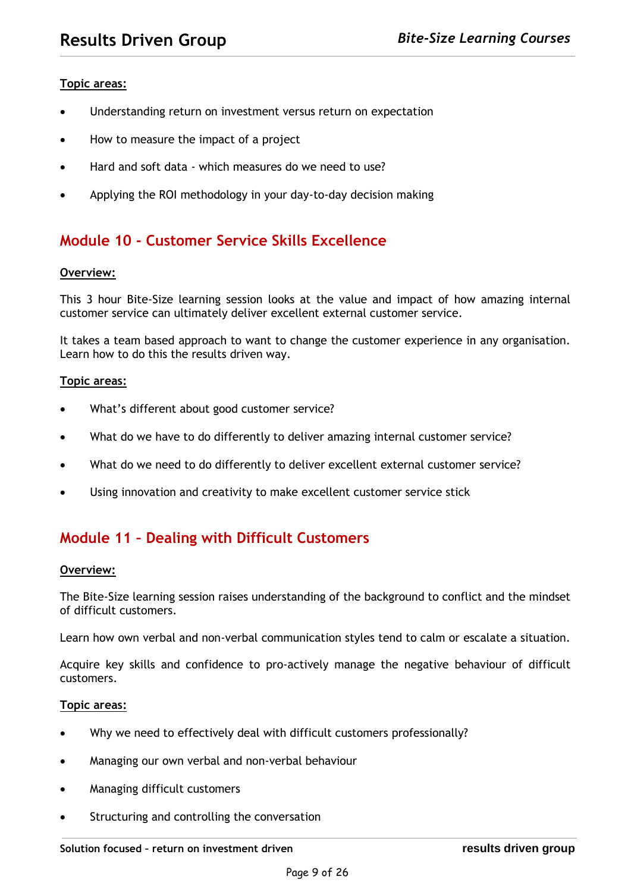**Topic areas:**

- Understanding return on investment versus return on expectation
- How to measure the impact of a project
- Hard and soft data - which measures do we need to use?
- Applying the ROI methodology in your day-to-day decision making

## Module 10 - Customer Service Skills Excellence

**Overview:**

This 3 hour Bite-Size learning session looks at the value and impact of how amazing internal customer service can ultimately deliver excellent external customer service.

It takes a team based approach to want to change the customer experience in any organisation. Learn how to do this the results driven way.

**Topic areas:**

- What's different about good customer service?
- What do we have to do differently to deliver amazing internal customer service?
- What do we need to do differently to deliver excellent external customer service?
- Using innovation and creativity to make excellent customer service stick

## Module 11 – Dealing with Difficult Customers

**Overview:**

The Bite-Size learning session raises understanding of the background to conflict and the mindset of difficult customers.

Learn how own verbal and non-verbal communication styles tend to calm or escalate a situation.

Acquire key skills and confidence to pro-actively manage the negative behaviour of difficult customers.

**Topic areas:**

- Why we need to effectively deal with difficult customers professionally?
- Managing our own verbal and non-verbal behaviour
- Managing difficult customers
- Structuring and controlling the conversation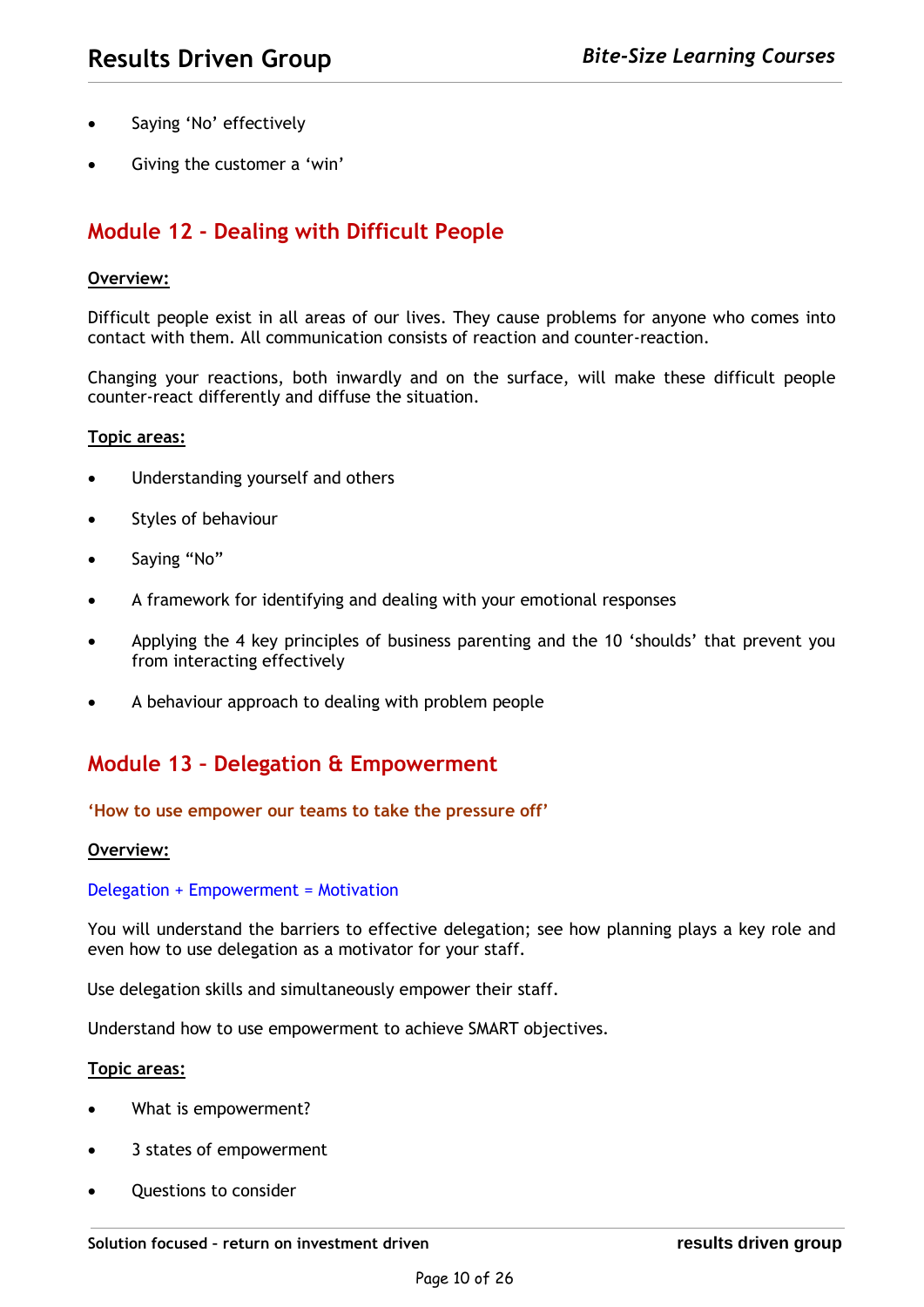- Saying ‘No’ effectively
- Giving the customer a ‘win’

## Module 12 - Dealing with Difficult People

**Overview:**

Difficult people exist in all areas of our lives. They cause problems for anyone who comes into contact with them. All communication consists of reaction and counter-reaction.

Changing your reactions, both inwardly and on the surface, will make these difficult people counter-react differently and diffuse the situation.

**Topic areas:**

- Understanding yourself and others
- Styles of behaviour
- Saying “No”
- A framework for identifying and dealing with your emotional responses
- Applying the 4 key principles of business parenting and the 10 ‘shoulds’ that prevent you from interacting effectively
- A behaviour approach to dealing with problem people

## Module 13 – Delegation & Empowerment

**‘How to use empower our teams to take the pressure off’**

**Overview:**

Delegation + Empowerment = Motivation

You will understand the barriers to effective delegation; see how planning plays a key role and even how to use delegation as a motivator for your staff.

Use delegation skills and simultaneously empower their staff.

Understand how to use empowerment to achieve SMART objectives.

**Topic areas:**

- What is empowerment?
- 3 states of empowerment
- Questions to consider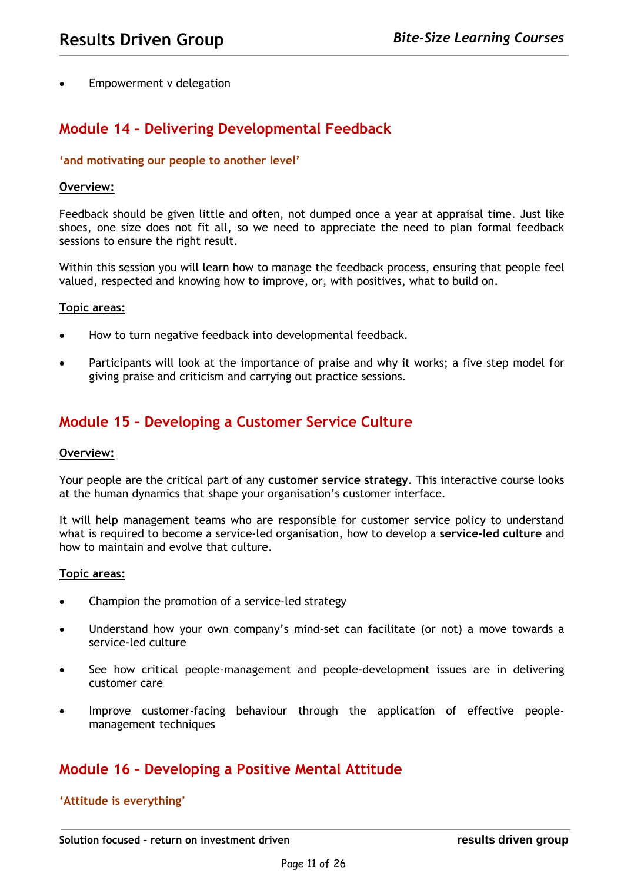- Empowerment v delegation

## Module 14 – Delivering Developmental Feedback

**'and motivating our people to another level'**

**Overview:**

Feedback should be given little and often, not dumped once a year at appraisal time. Just like shoes, one size does not fit all, so we need to appreciate the need to plan formal feedback sessions to ensure the right result.

Within this session you will learn how to manage the feedback process, ensuring that people feel valued, respected and knowing how to improve, or, with positives, what to build on.

**Topic areas:**

- How to turn negative feedback into developmental feedback.
- Participants will look at the importance of praise and why it works; a five step model for giving praise and criticism and carrying out practice sessions.

## Module 15 – Developing a Customer Service Culture

**Overview:**

Your people are the critical part of any **customer service strategy**. This interactive course looks at the human dynamics that shape your organisation's customer interface.

It will help management teams who are responsible for customer service policy to understand what is required to become a service-led organisation, how to develop a **service-led culture** and how to maintain and evolve that culture.

**Topic areas:**

- Champion the promotion of a service-led strategy
- Understand how your own company's mind-set can facilitate (or not) a move towards a service-led culture
- See how critical people-management and people-development issues are in delivering customer care
- Improve customer-facing behaviour through the application of effective people-management techniques

## Module 16 – Developing a Positive Mental Attitude

**'Attitude is everything'**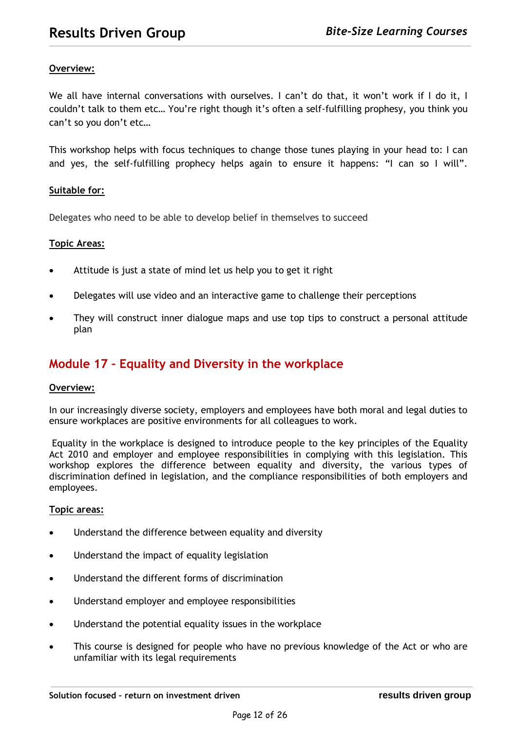**Overview:**

We all have internal conversations with ourselves. I can't do that, it won't work if I do it, I couldn't talk to them etc… You're right though it's often a self-fulfilling prophesy, you think you can't so you don't etc…

This workshop helps with focus techniques to change those tunes playing in your head to: I can and yes, the self-fulfilling prophecy helps again to ensure it happens: "I can so I will".

**Suitable for:**

Delegates who need to be able to develop belief in themselves to succeed

**Topic Areas:**

- Attitude is just a state of mind let us help you to get it right
- Delegates will use video and an interactive game to challenge their perceptions
- They will construct inner dialogue maps and use top tips to construct a personal attitude plan

## Module 17 – Equality and Diversity in the workplace

**Overview:**

In our increasingly diverse society, employers and employees have both moral and legal duties to ensure workplaces are positive environments for all colleagues to work.

Equality in the workplace is designed to introduce people to the key principles of the Equality Act 2010 and employer and employee responsibilities in complying with this legislation. This workshop explores the difference between equality and diversity, the various types of discrimination defined in legislation, and the compliance responsibilities of both employers and employees.

**Topic areas:**

- Understand the difference between equality and diversity
- Understand the impact of equality legislation
- Understand the different forms of discrimination
- Understand employer and employee responsibilities
- Understand the potential equality issues in the workplace
- This course is designed for people who have no previous knowledge of the Act or who are unfamiliar with its legal requirements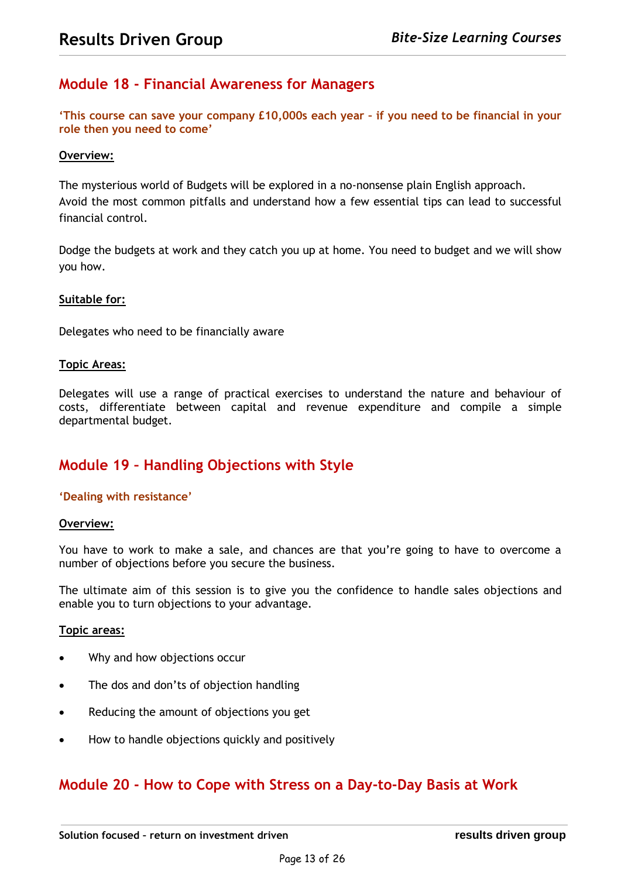## Module 18 - Financial Awareness for Managers

**'This course can save your company £10,000s each year – if you need to be financial in your role then you need to come'**

**Overview:**

The mysterious world of Budgets will be explored in a no-nonsense plain English approach. Avoid the most common pitfalls and understand how a few essential tips can lead to successful financial control.

Dodge the budgets at work and they catch you up at home. You need to budget and we will show you how.

**Suitable for:**

Delegates who need to be financially aware

**Topic Areas:**

Delegates will use a range of practical exercises to understand the nature and behaviour of costs, differentiate between capital and revenue expenditure and compile a simple departmental budget.

## Module 19 – Handling Objections with Style

**'Dealing with resistance'**

**Overview:**

You have to work to make a sale, and chances are that you're going to have to overcome a number of objections before you secure the business.

The ultimate aim of this session is to give you the confidence to handle sales objections and enable you to turn objections to your advantage.

**Topic areas:**

- Why and how objections occur
- The dos and don'ts of objection handling
- Reducing the amount of objections you get
- How to handle objections quickly and positively

## Module 20 - How to Cope with Stress on a Day-to-Day Basis at Work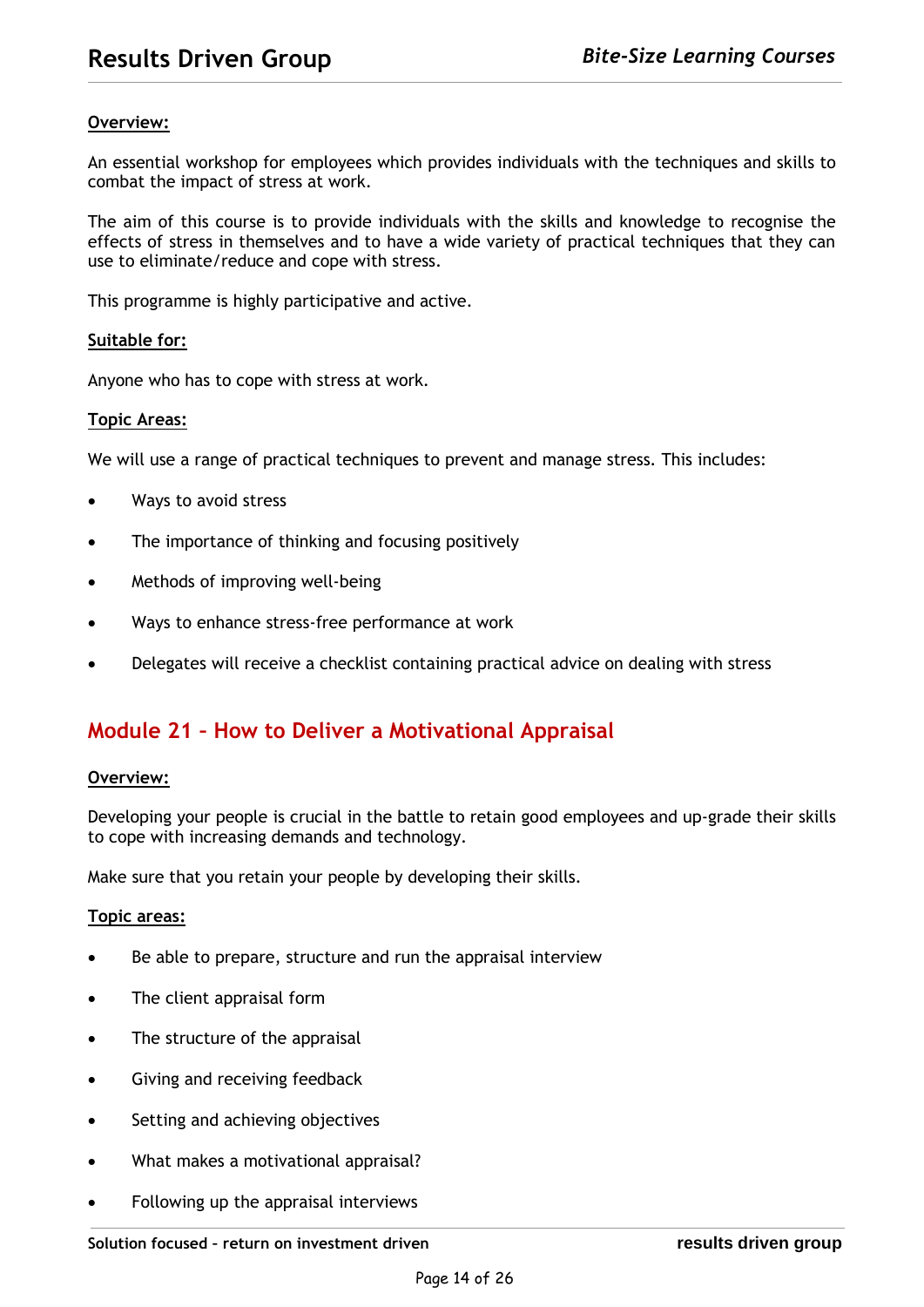**Overview:**

An essential workshop for employees which provides individuals with the techniques and skills to combat the impact of stress at work.

The aim of this course is to provide individuals with the skills and knowledge to recognise the effects of stress in themselves and to have a wide variety of practical techniques that they can use to eliminate/reduce and cope with stress.

This programme is highly participative and active.

**Suitable for:**

Anyone who has to cope with stress at work.

**Topic Areas:**

We will use a range of practical techniques to prevent and manage stress. This includes:

- Ways to avoid stress
- The importance of thinking and focusing positively
- Methods of improving well-being
- Ways to enhance stress-free performance at work
- Delegates will receive a checklist containing practical advice on dealing with stress

## Module 21 – How to Deliver a Motivational Appraisal

**Overview:**

Developing your people is crucial in the battle to retain good employees and up-grade their skills to cope with increasing demands and technology.

Make sure that you retain your people by developing their skills.

**Topic areas:**

- Be able to prepare, structure and run the appraisal interview
- The client appraisal form
- The structure of the appraisal
- Giving and receiving feedback
- Setting and achieving objectives
- What makes a motivational appraisal?
- Following up the appraisal interviews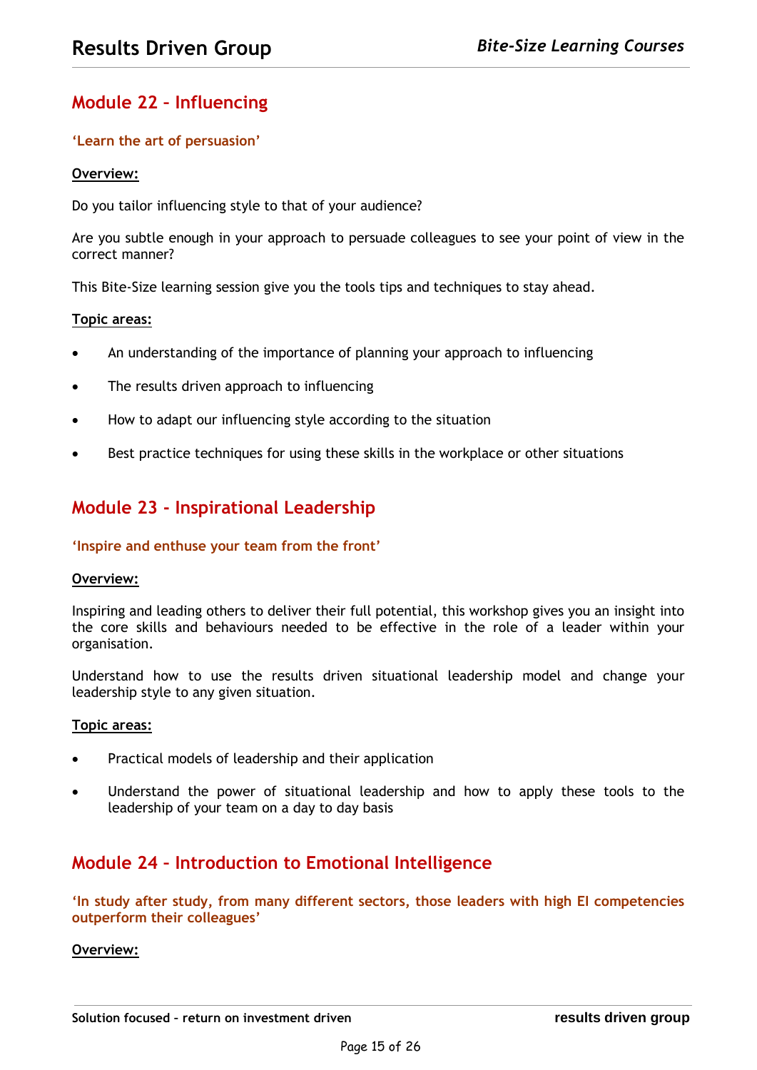## Module 22 – Influencing

**'Learn the art of persuasion'**

**Overview:**

Do you tailor influencing style to that of your audience?

Are you subtle enough in your approach to persuade colleagues to see your point of view in the correct manner?

This Bite-Size learning session give you the tools tips and techniques to stay ahead.

**Topic areas:**

- An understanding of the importance of planning your approach to influencing
- The results driven approach to influencing
- How to adapt our influencing style according to the situation
- Best practice techniques for using these skills in the workplace or other situations

## Module 23 - Inspirational Leadership

**'Inspire and enthuse your team from the front'**

**Overview:**

Inspiring and leading others to deliver their full potential, this workshop gives you an insight into the core skills and behaviours needed to be effective in the role of a leader within your organisation.

Understand how to use the results driven situational leadership model and change your leadership style to any given situation.

**Topic areas:**

- Practical models of leadership and their application
- Understand the power of situational leadership and how to apply these tools to the leadership of your team on a day to day basis

## Module 24 – Introduction to Emotional Intelligence

**'In study after study, from many different sectors, those leaders with high EI competencies outperform their colleagues'**

**Overview:**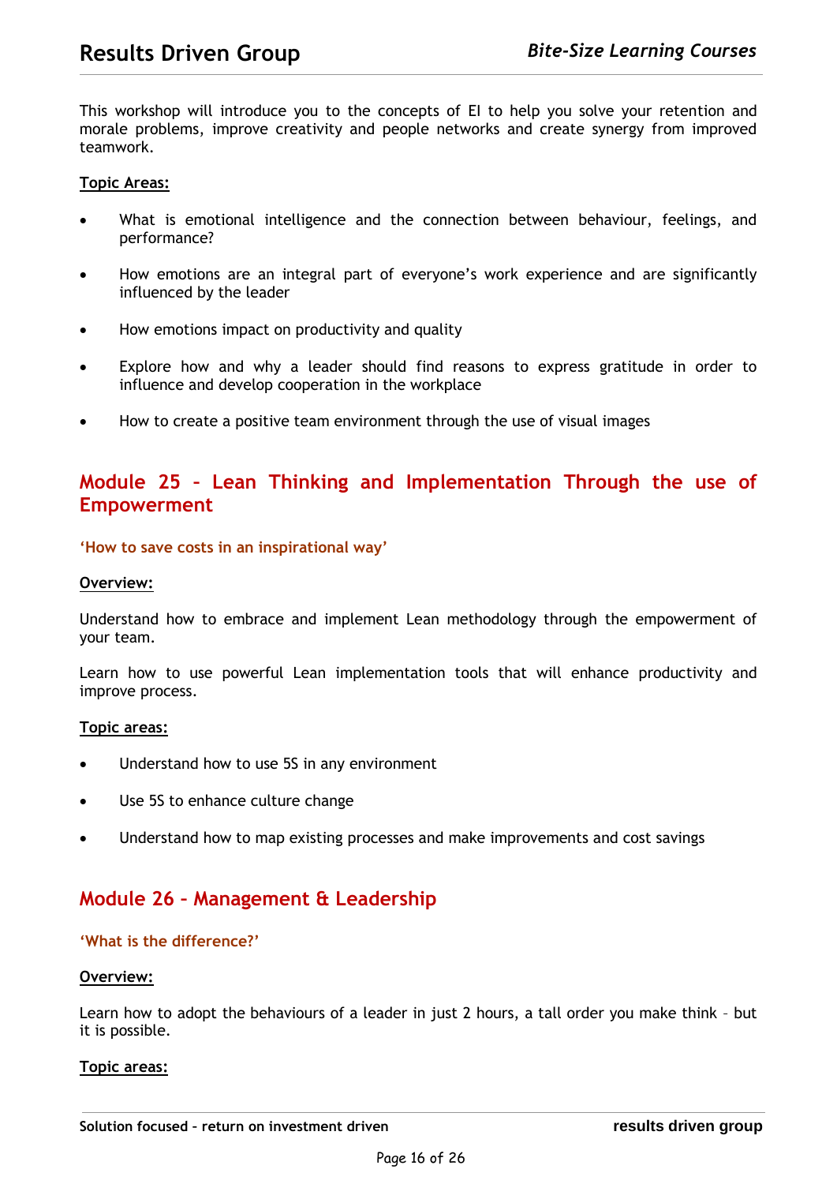This workshop will introduce you to the concepts of EI to help you solve your retention and morale problems, improve creativity and people networks and create synergy from improved teamwork.

**Topic Areas:**

- What is emotional intelligence and the connection between behaviour, feelings, and performance?
- How emotions are an integral part of everyone's work experience and are significantly influenced by the leader
- How emotions impact on productivity and quality
- Explore how and why a leader should find reasons to express gratitude in order to influence and develop cooperation in the workplace
- How to create a positive team environment through the use of visual images

## Module 25 - Lean Thinking and Implementation Through the use of Empowerment

**'How to save costs in an inspirational way'**

**Overview:**

Understand how to embrace and implement Lean methodology through the empowerment of your team.

Learn how to use powerful Lean implementation tools that will enhance productivity and improve process.

**Topic areas:**

- Understand how to use 5S in any environment
- Use 5S to enhance culture change
- Understand how to map existing processes and make improvements and cost savings

## Module 26 – Management & Leadership

**'What is the difference?'**

**Overview:**

Learn how to adopt the behaviours of a leader in just 2 hours, a tall order you make think – but it is possible.

**Topic areas:**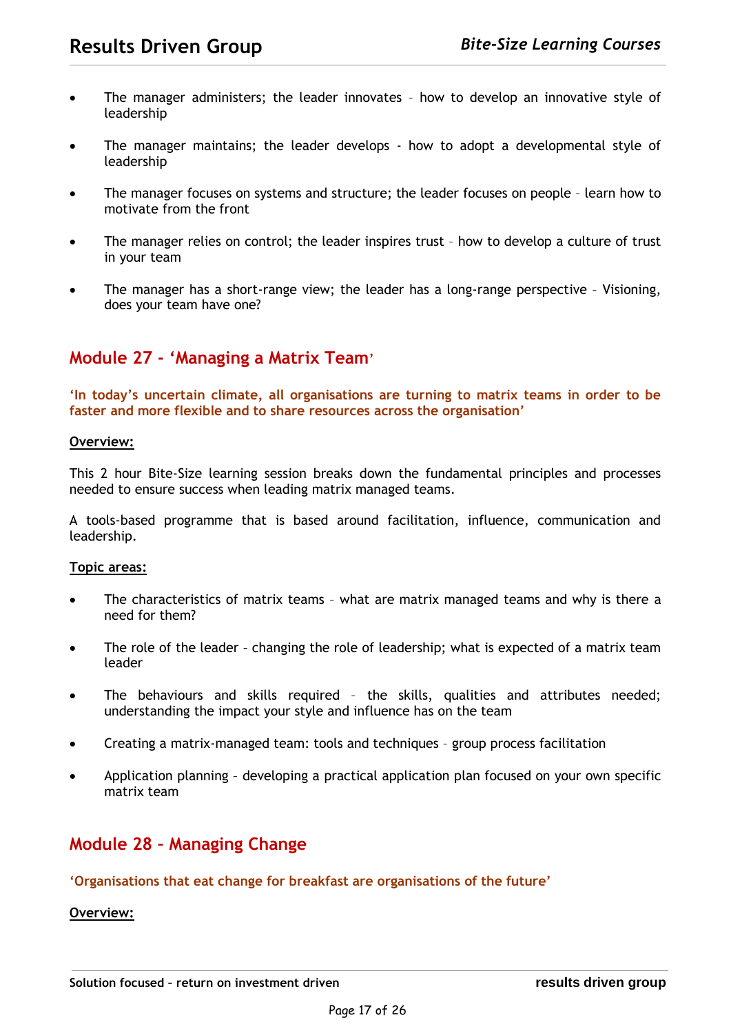- The manager administers; the leader innovates – how to develop an innovative style of leadership

- The manager maintains; the leader develops - how to adopt a developmental style of leadership

- The manager focuses on systems and structure; the leader focuses on people – learn how to motivate from the front

- The manager relies on control; the leader inspires trust – how to develop a culture of trust in your team

- The manager has a short-range view; the leader has a long-range perspective – Visioning, does your team have one?

## Module 27 - 'Managing a Matrix Team'

**'In today's uncertain climate, all organisations are turning to matrix teams in order to be faster and more flexible and to share resources across the organisation'**

**Overview:**

This 2 hour Bite-Size learning session breaks down the fundamental principles and processes needed to ensure success when leading matrix managed teams.

A tools-based programme that is based around facilitation, influence, communication and leadership.

**Topic areas:**

- The characteristics of matrix teams – what are matrix managed teams and why is there a need for them?

- The role of the leader – changing the role of leadership; what is expected of a matrix team leader

- The behaviours and skills required – the skills, qualities and attributes needed; understanding the impact your style and influence has on the team

- Creating a matrix-managed team: tools and techniques – group process facilitation

- Application planning – developing a practical application plan focused on your own specific matrix team

## Module 28 – Managing Change

**'Organisations that eat change for breakfast are organisations of the future'**

**Overview:**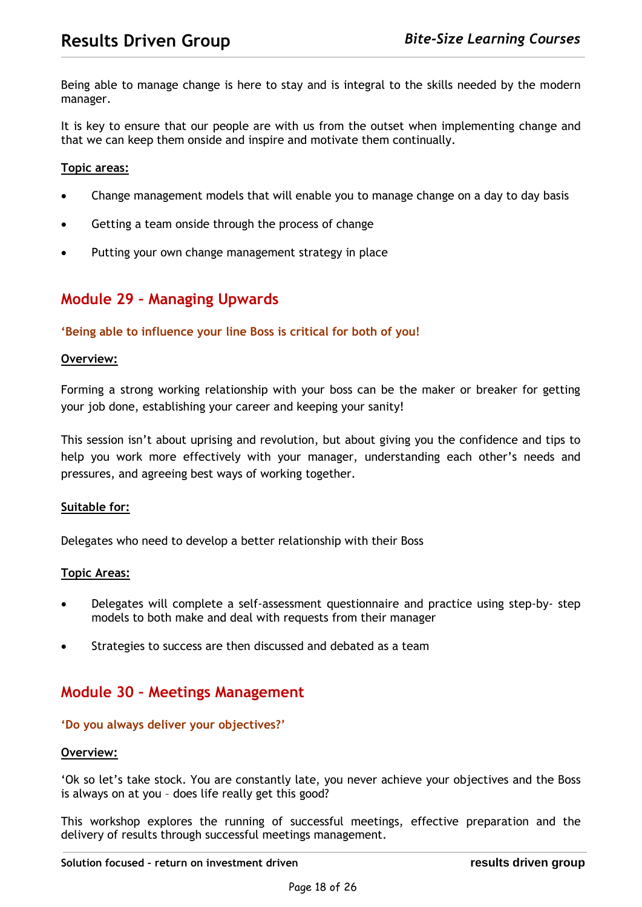Being able to manage change is here to stay and is integral to the skills needed by the modern manager.

It is key to ensure that our people are with us from the outset when implementing change and that we can keep them onside and inspire and motivate them continually.

**Topic areas:**

- Change management models that will enable you to manage change on a day to day basis
- Getting a team onside through the process of change
- Putting your own change management strategy in place

## Module 29 – Managing Upwards

**'Being able to influence your line Boss is critical for both of you!**

**Overview:**

Forming a strong working relationship with your boss can be the maker or breaker for getting your job done, establishing your career and keeping your sanity!

This session isn't about uprising and revolution, but about giving you the confidence and tips to help you work more effectively with your manager, understanding each other's needs and pressures, and agreeing best ways of working together.

**Suitable for:**

Delegates who need to develop a better relationship with their Boss

**Topic Areas:**

- Delegates will complete a self-assessment questionnaire and practice using step-by- step models to both make and deal with requests from their manager
- Strategies to success are then discussed and debated as a team

## Module 30 – Meetings Management

**'Do you always deliver your objectives?'**

**Overview:**

'Ok so let's take stock. You are constantly late, you never achieve your objectives and the Boss is always on at you – does life really get this good?

This workshop explores the running of successful meetings, effective preparation and the delivery of results through successful meetings management.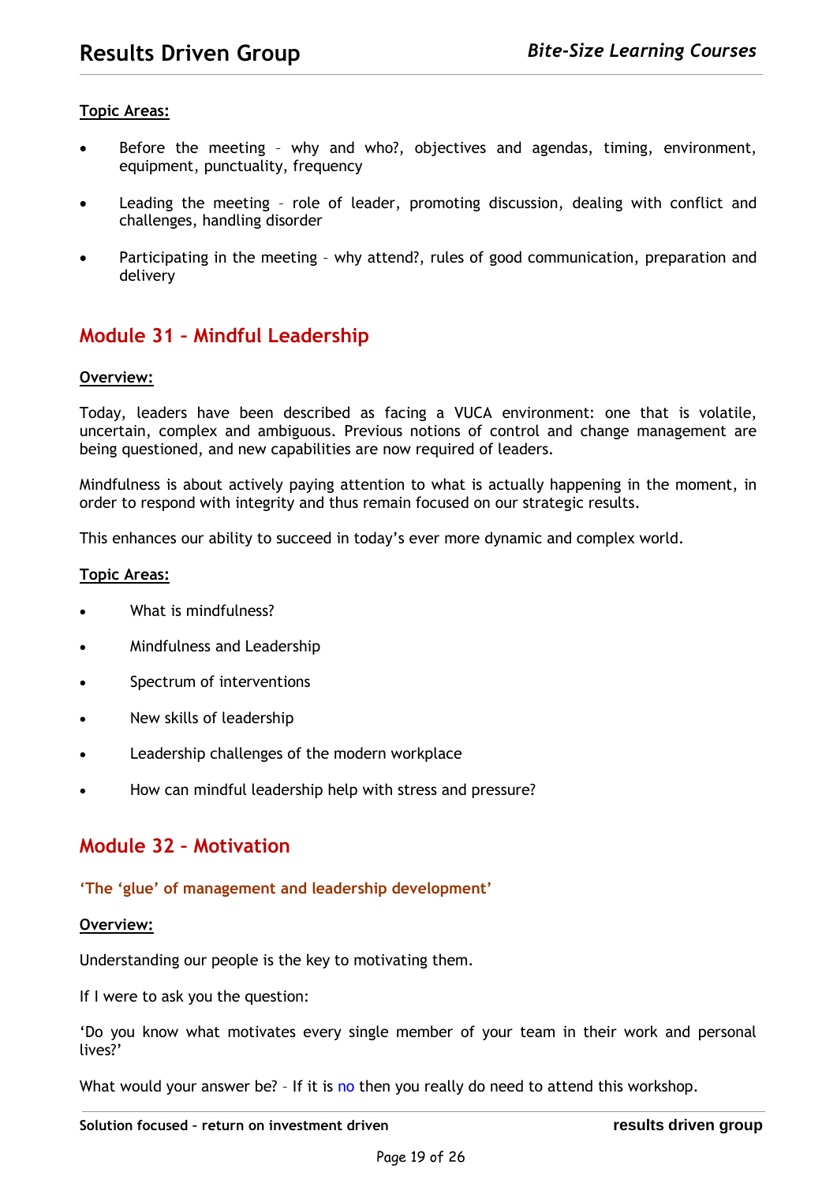**Topic Areas:**

- Before the meeting – why and who?, objectives and agendas, timing, environment, equipment, punctuality, frequency
- Leading the meeting – role of leader, promoting discussion, dealing with conflict and challenges, handling disorder
- Participating in the meeting – why attend?, rules of good communication, preparation and delivery

## Module 31 – Mindful Leadership

**Overview:**

Today, leaders have been described as facing a VUCA environment: one that is volatile, uncertain, complex and ambiguous. Previous notions of control and change management are being questioned, and new capabilities are now required of leaders.

Mindfulness is about actively paying attention to what is actually happening in the moment, in order to respond with integrity and thus remain focused on our strategic results.

This enhances our ability to succeed in today's ever more dynamic and complex world.

**Topic Areas:**

- What is mindfulness?
- Mindfulness and Leadership
- Spectrum of interventions
- New skills of leadership
- Leadership challenges of the modern workplace
- How can mindful leadership help with stress and pressure?

## Module 32 – Motivation

**'The 'glue' of management and leadership development'**

**Overview:**

Understanding our people is the key to motivating them.

If I were to ask you the question:

'Do you know what motivates every single member of your team in their work and personal lives?'

What would your answer be? – If it is no then you really do need to attend this workshop.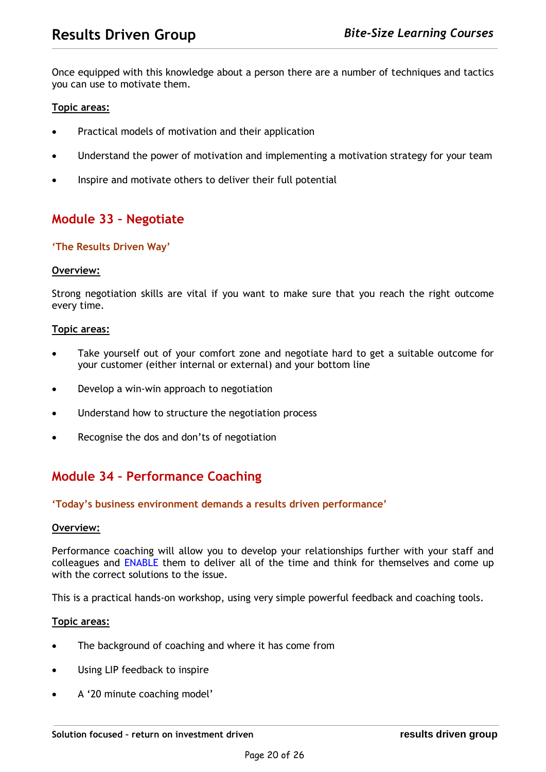Once equipped with this knowledge about a person there are a number of techniques and tactics you can use to motivate them.

**Topic areas:**

- Practical models of motivation and their application
- Understand the power of motivation and implementing a motivation strategy for your team
- Inspire and motivate others to deliver their full potential

## Module 33 – Negotiate

**'The Results Driven Way'**

**Overview:**

Strong negotiation skills are vital if you want to make sure that you reach the right outcome every time.

**Topic areas:**

- Take yourself out of your comfort zone and negotiate hard to get a suitable outcome for your customer (either internal or external) and your bottom line
- Develop a win-win approach to negotiation
- Understand how to structure the negotiation process
- Recognise the dos and don'ts of negotiation

## Module 34 – Performance Coaching

**'Today's business environment demands a results driven performance'**

**Overview:**

Performance coaching will allow you to develop your relationships further with your staff and colleagues and ENABLE them to deliver all of the time and think for themselves and come up with the correct solutions to the issue.

This is a practical hands-on workshop, using very simple powerful feedback and coaching tools.

**Topic areas:**

- The background of coaching and where it has come from
- Using LIP feedback to inspire
- A '20 minute coaching model'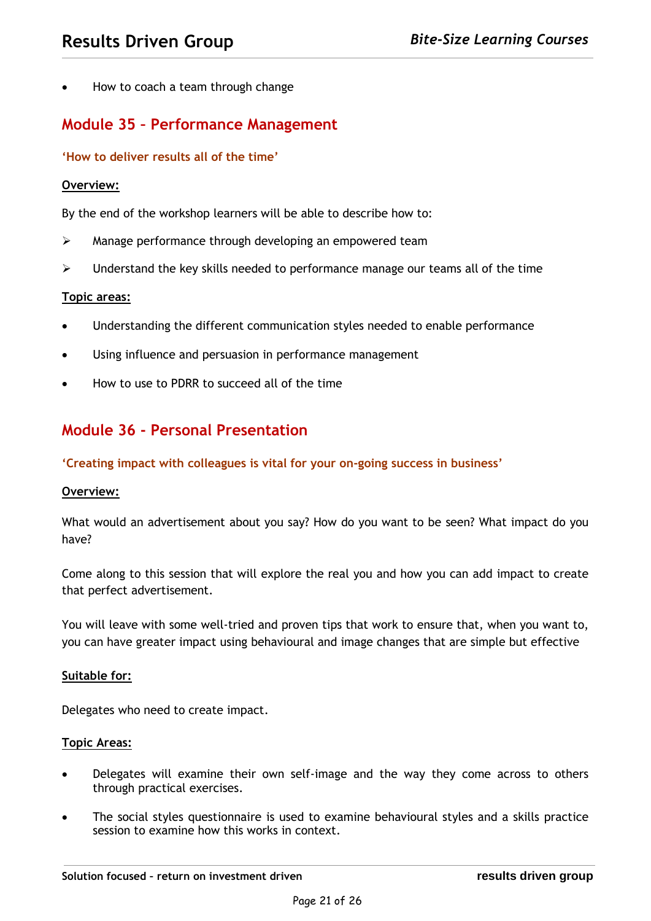- How to coach a team through change

## Module 35 – Performance Management

**'How to deliver results all of the time'**

**Overview:**

By the end of the workshop learners will be able to describe how to:

- Manage performance through developing an empowered team
- Understand the key skills needed to performance manage our teams all of the time

**Topic areas:**

- Understanding the different communication styles needed to enable performance
- Using influence and persuasion in performance management
- How to use to PDRR to succeed all of the time

## Module 36 - Personal Presentation

**'Creating impact with colleagues is vital for your on-going success in business'**

**Overview:**

What would an advertisement about you say? How do you want to be seen? What impact do you have?

Come along to this session that will explore the real you and how you can add impact to create that perfect advertisement.

You will leave with some well-tried and proven tips that work to ensure that, when you want to, you can have greater impact using behavioural and image changes that are simple but effective

**Suitable for:**

Delegates who need to create impact.

**Topic Areas:**

- Delegates will examine their own self-image and the way they come across to others through practical exercises.
- The social styles questionnaire is used to examine behavioural styles and a skills practice session to examine how this works in context.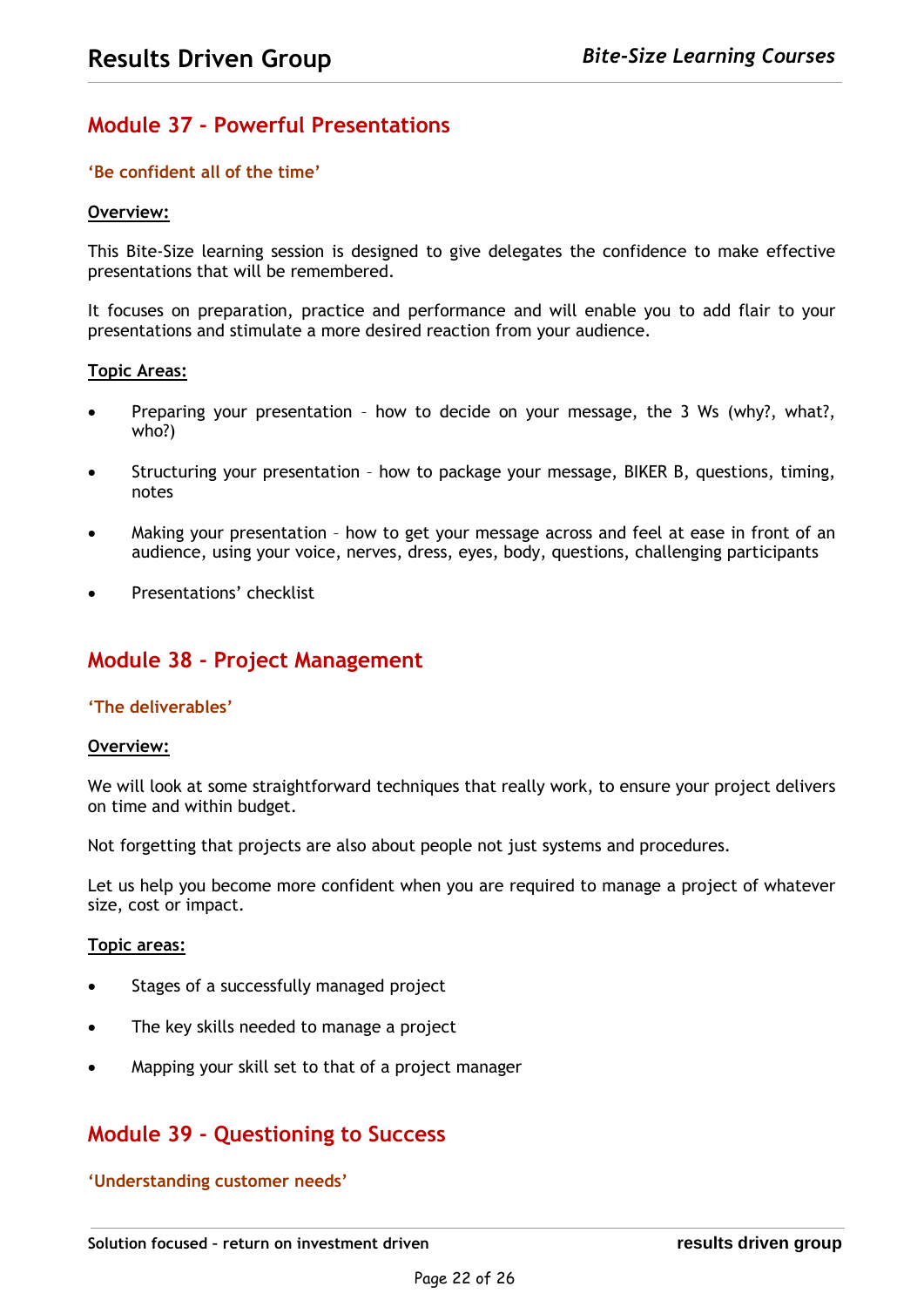## Module 37 - Powerful Presentations

**'Be confident all of the time'**

**Overview:**

This Bite-Size learning session is designed to give delegates the confidence to make effective presentations that will be remembered.

It focuses on preparation, practice and performance and will enable you to add flair to your presentations and stimulate a more desired reaction from your audience.

**Topic Areas:**

- Preparing your presentation – how to decide on your message, the 3 Ws (why?, what?, who?)
- Structuring your presentation – how to package your message, BIKER B, questions, timing, notes
- Making your presentation – how to get your message across and feel at ease in front of an audience, using your voice, nerves, dress, eyes, body, questions, challenging participants
- Presentations' checklist

## Module 38 - Project Management

**'The deliverables'**

**Overview:**

We will look at some straightforward techniques that really work, to ensure your project delivers on time and within budget.

Not forgetting that projects are also about people not just systems and procedures.

Let us help you become more confident when you are required to manage a project of whatever size, cost or impact.

**Topic areas:**

- Stages of a successfully managed project
- The key skills needed to manage a project
- Mapping your skill set to that of a project manager

## Module 39 - Questioning to Success

**'Understanding customer needs'**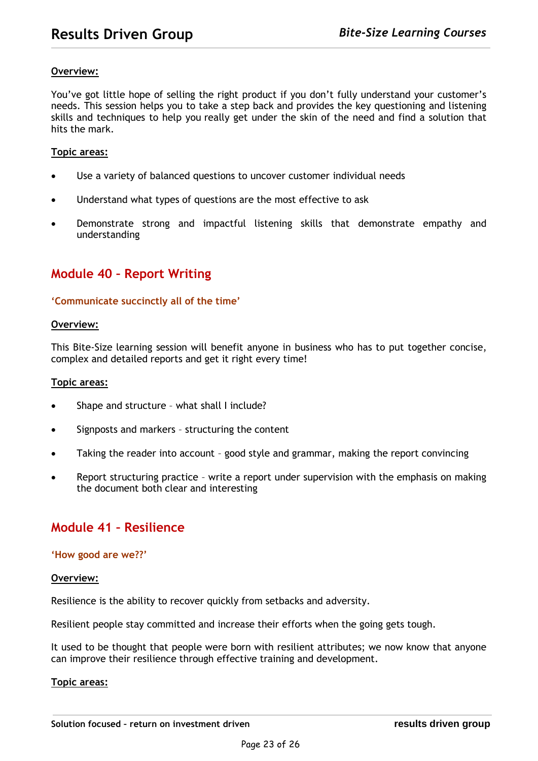**Overview:**

You've got little hope of selling the right product if you don't fully understand your customer's needs. This session helps you to take a step back and provides the key questioning and listening skills and techniques to help you really get under the skin of the need and find a solution that hits the mark.

**Topic areas:**

- Use a variety of balanced questions to uncover customer individual needs
- Understand what types of questions are the most effective to ask
- Demonstrate strong and impactful listening skills that demonstrate empathy and understanding

## Module 40 – Report Writing

**'Communicate succinctly all of the time'**

**Overview:**

This Bite-Size learning session will benefit anyone in business who has to put together concise, complex and detailed reports and get it right every time!

**Topic areas:**

- Shape and structure – what shall I include?
- Signposts and markers – structuring the content
- Taking the reader into account – good style and grammar, making the report convincing
- Report structuring practice – write a report under supervision with the emphasis on making the document both clear and interesting

## Module 41 – Resilience

**'How good are we??'**

**Overview:**

Resilience is the ability to recover quickly from setbacks and adversity.

Resilient people stay committed and increase their efforts when the going gets tough.

It used to be thought that people were born with resilient attributes; we now know that anyone can improve their resilience through effective training and development.

**Topic areas:**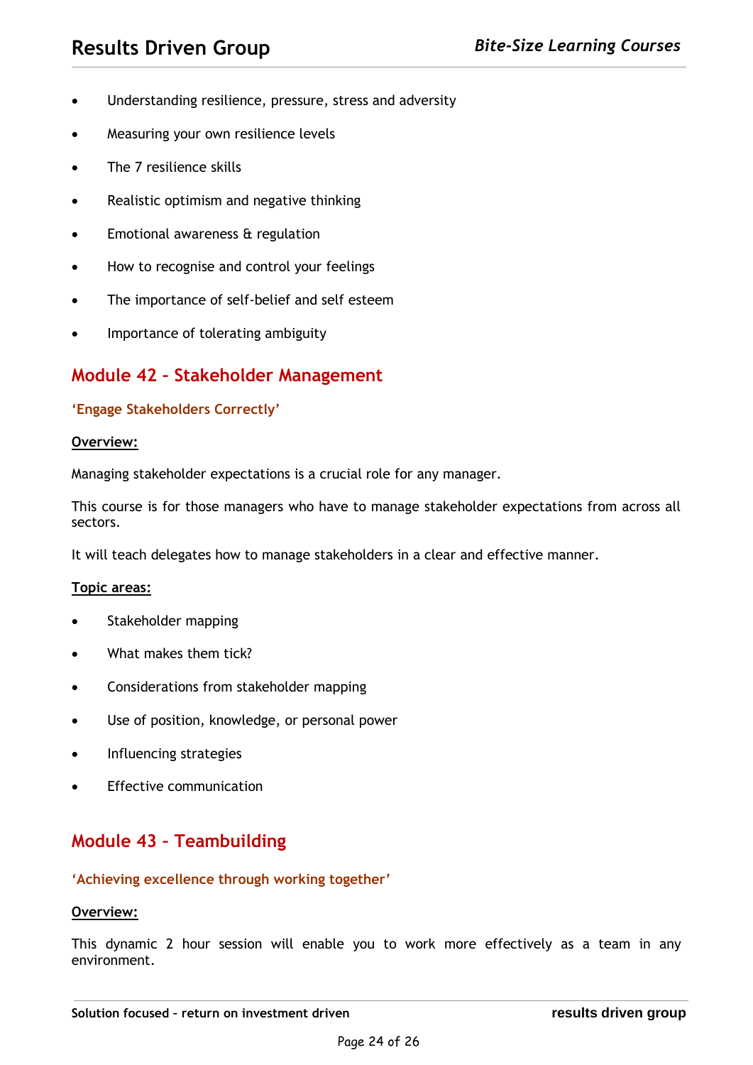- Understanding resilience, pressure, stress and adversity
- Measuring your own resilience levels
- The 7 resilience skills
- Realistic optimism and negative thinking
- Emotional awareness & regulation
- How to recognise and control your feelings
- The importance of self-belief and self esteem
- Importance of tolerating ambiguity

## Module 42 – Stakeholder Management

**'Engage Stakeholders Correctly'**

**Overview:**

Managing stakeholder expectations is a crucial role for any manager.

This course is for those managers who have to manage stakeholder expectations from across all sectors.

It will teach delegates how to manage stakeholders in a clear and effective manner.

**Topic areas:**

- Stakeholder mapping
- What makes them tick?
- Considerations from stakeholder mapping
- Use of position, knowledge, or personal power
- Influencing strategies
- Effective communication

## Module 43 – Teambuilding

**'Achieving excellence through working together'**

**Overview:**

This dynamic 2 hour session will enable you to work more effectively as a team in any environment.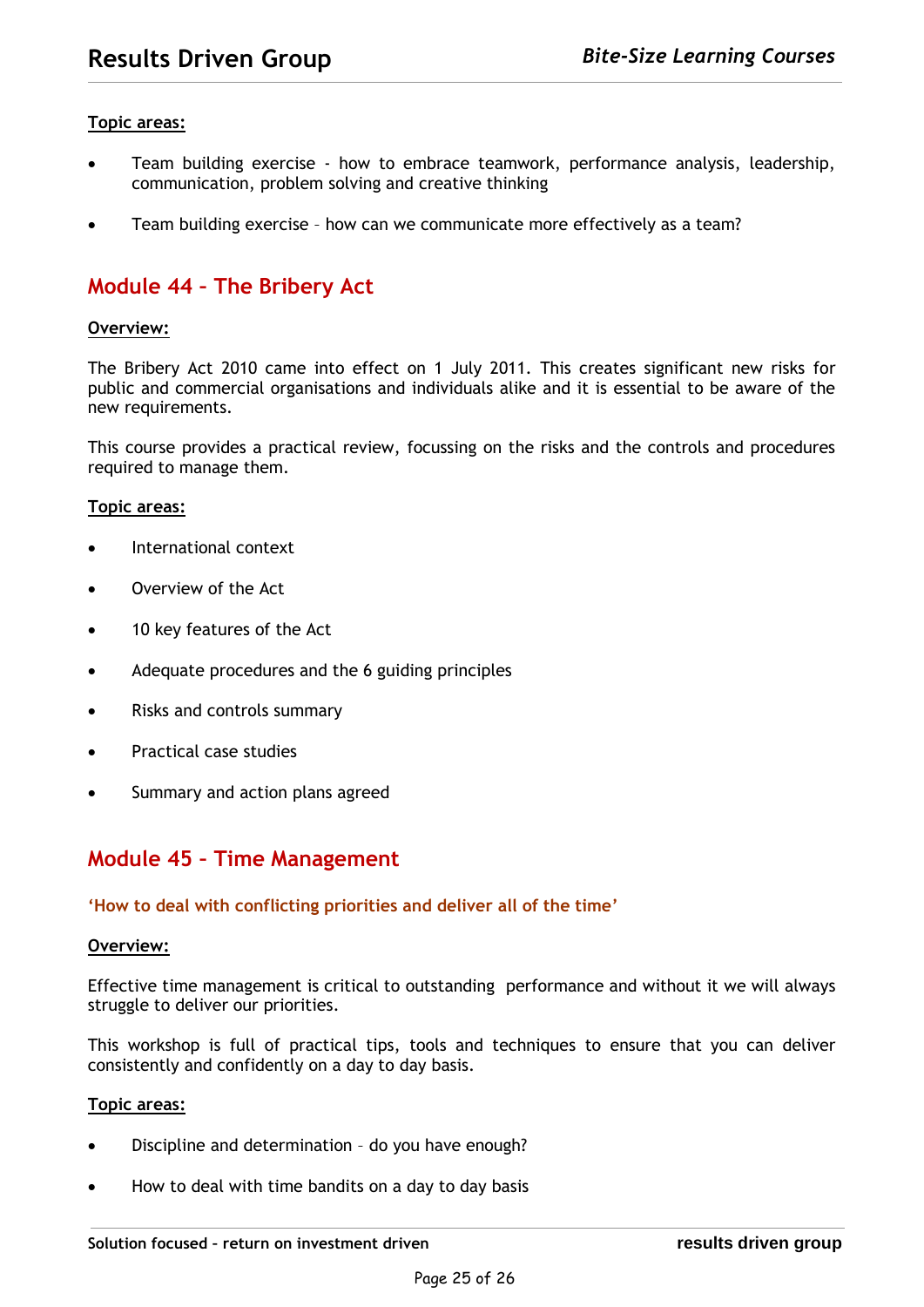**Topic areas:**

- Team building exercise - how to embrace teamwork, performance analysis, leadership, communication, problem solving and creative thinking
- Team building exercise – how can we communicate more effectively as a team?

## Module 44 – The Bribery Act

**Overview:**

The Bribery Act 2010 came into effect on 1 July 2011. This creates significant new risks for public and commercial organisations and individuals alike and it is essential to be aware of the new requirements.

This course provides a practical review, focussing on the risks and the controls and procedures required to manage them.

**Topic areas:**

- International context
- Overview of the Act
- 10 key features of the Act
- Adequate procedures and the 6 guiding principles
- Risks and controls summary
- Practical case studies
- Summary and action plans agreed

## Module 45 – Time Management

**'How to deal with conflicting priorities and deliver all of the time'**

**Overview:**

Effective time management is critical to outstanding performance and without it we will always struggle to deliver our priorities.

This workshop is full of practical tips, tools and techniques to ensure that you can deliver consistently and confidently on a day to day basis.

**Topic areas:**

- Discipline and determination – do you have enough?
- How to deal with time bandits on a day to day basis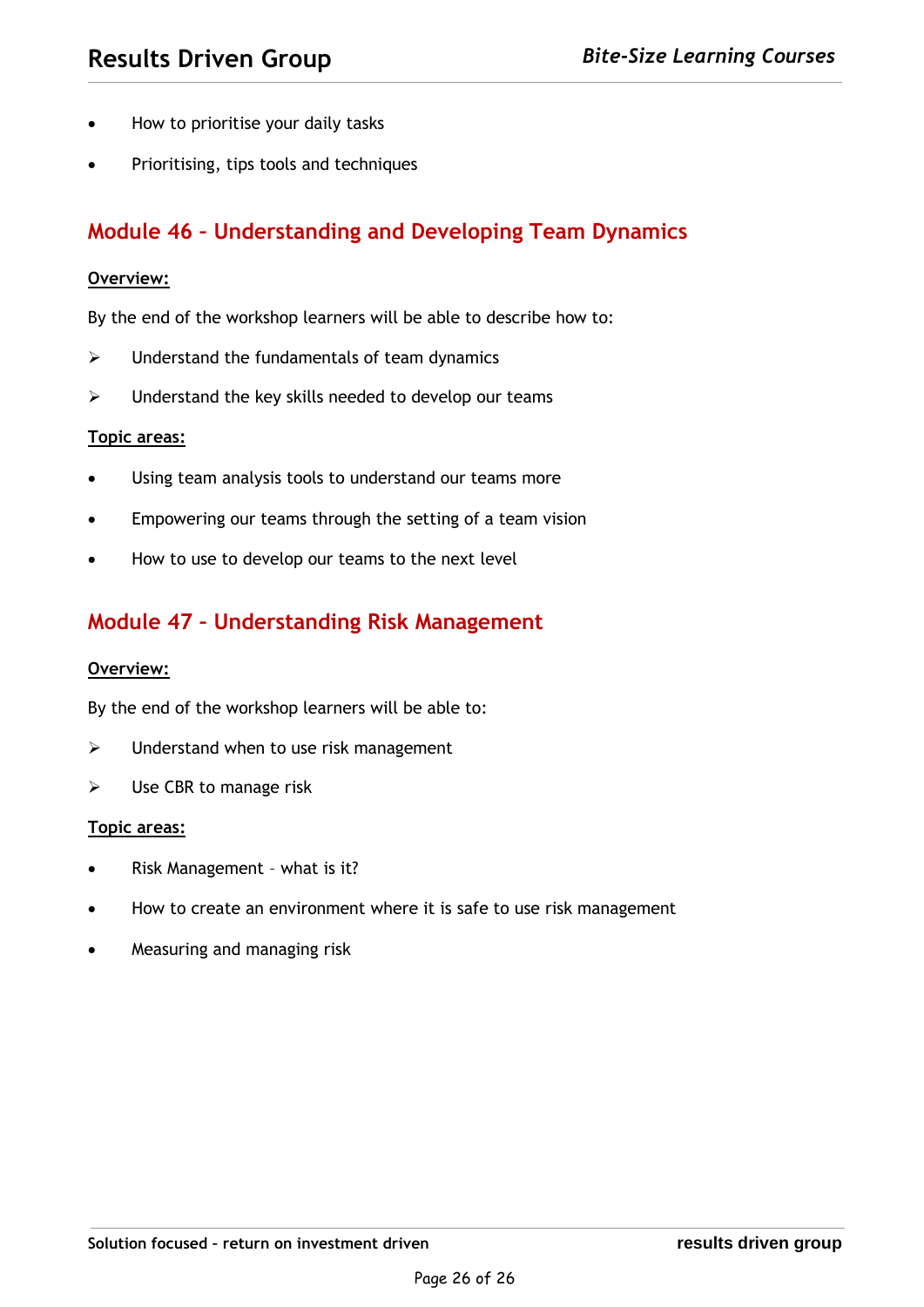- How to prioritise your daily tasks
- Prioritising, tips tools and techniques

## Module 46 – Understanding and Developing Team Dynamics

**Overview:**

By the end of the workshop learners will be able to describe how to:

- Understand the fundamentals of team dynamics
- Understand the key skills needed to develop our teams

**Topic areas:**

- Using team analysis tools to understand our teams more
- Empowering our teams through the setting of a team vision
- How to use to develop our teams to the next level

## Module 47 – Understanding Risk Management

**Overview:**

By the end of the workshop learners will be able to:

- Understand when to use risk management
- Use CBR to manage risk

**Topic areas:**

- Risk Management – what is it?
- How to create an environment where it is safe to use risk management
- Measuring and managing risk